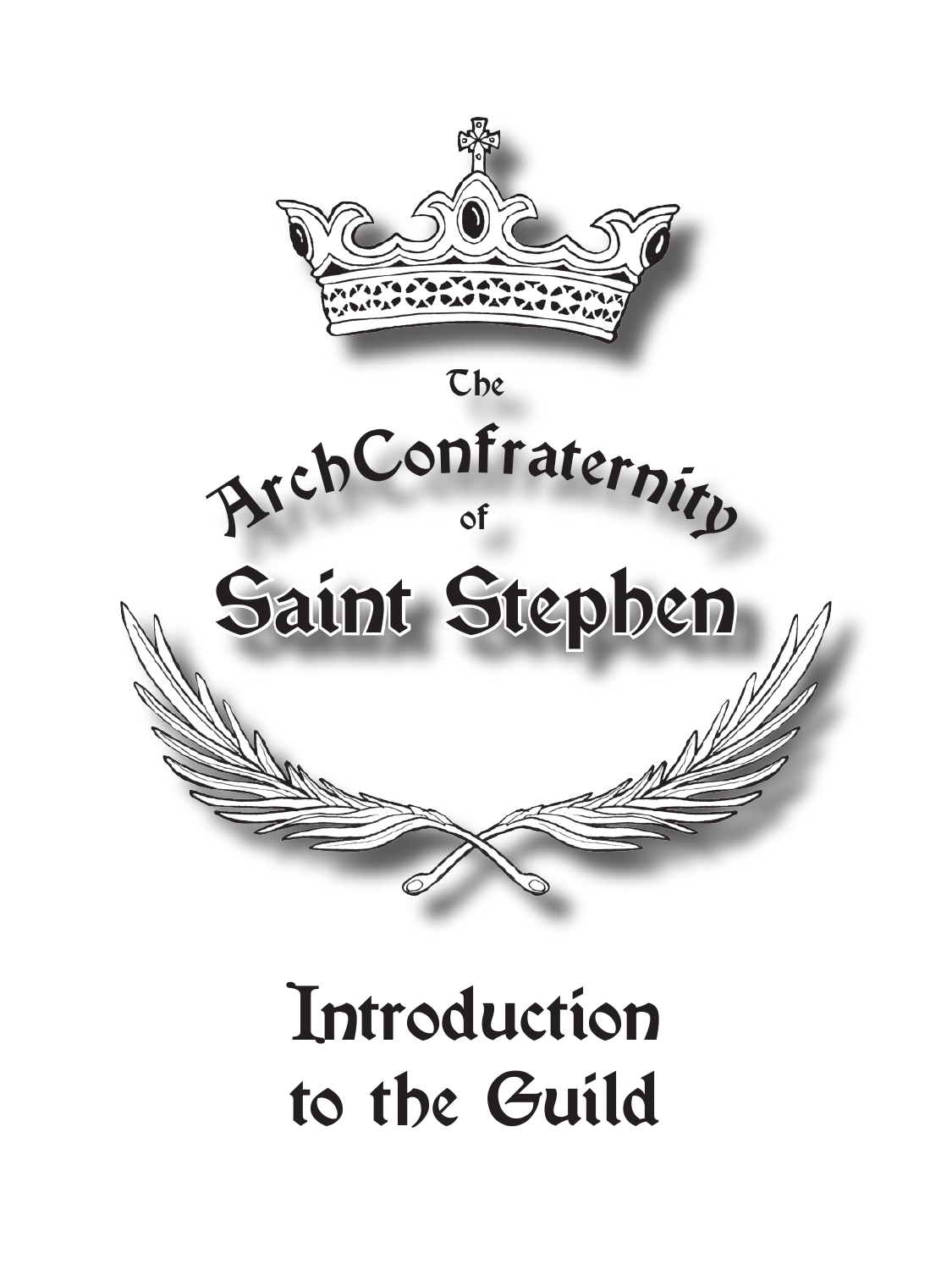# The ArchConfraternity of Saint Stephen

# Introduction to the Guild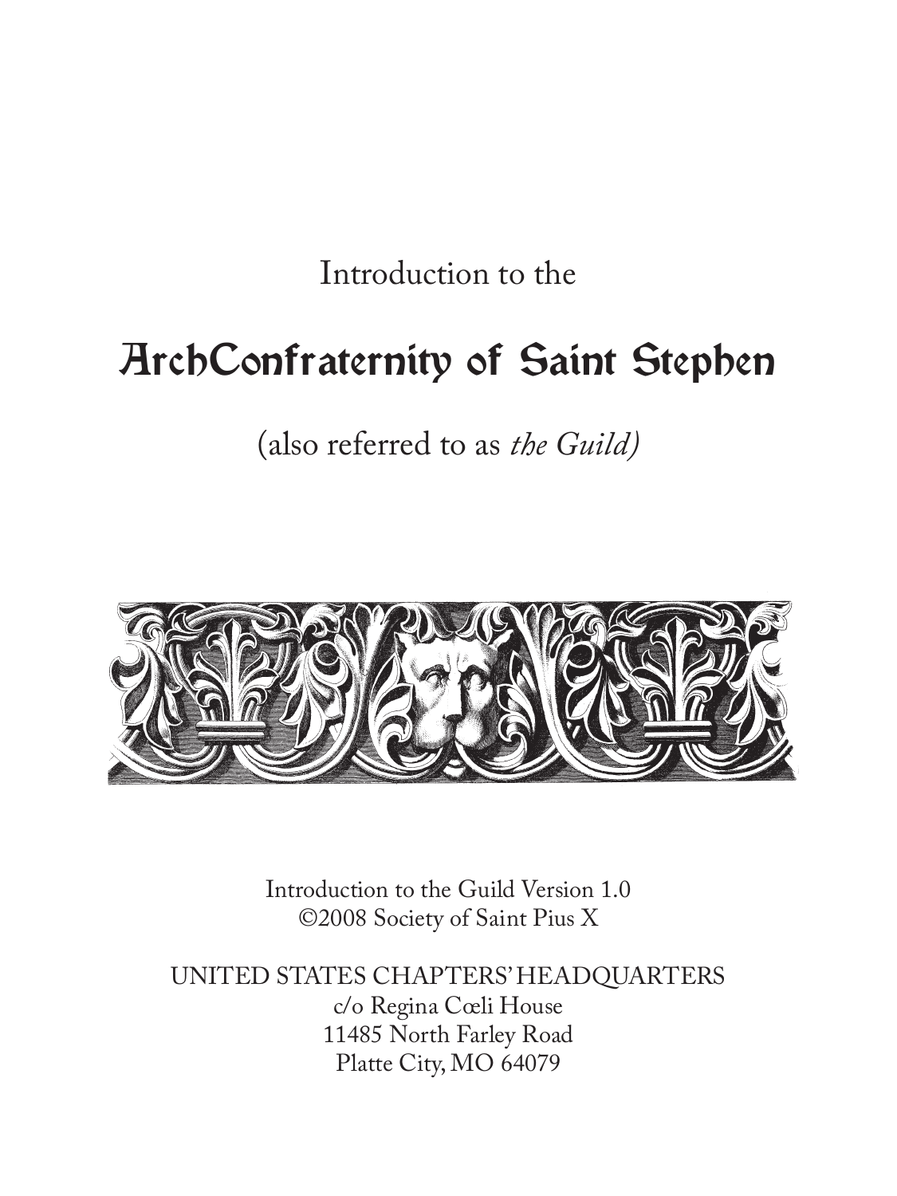Introduction to the

# ArchConfraternity of Saint Stephen

(also referred to as *the Guild)*

Introduction to the Guild Version 1.0
©2008 Society of Saint Pius X

UNITED STATES CHAPTERS' HEADQUARTERS
c/o Regina Cœli House
11485 North Farley Road
Platte City, MO 64079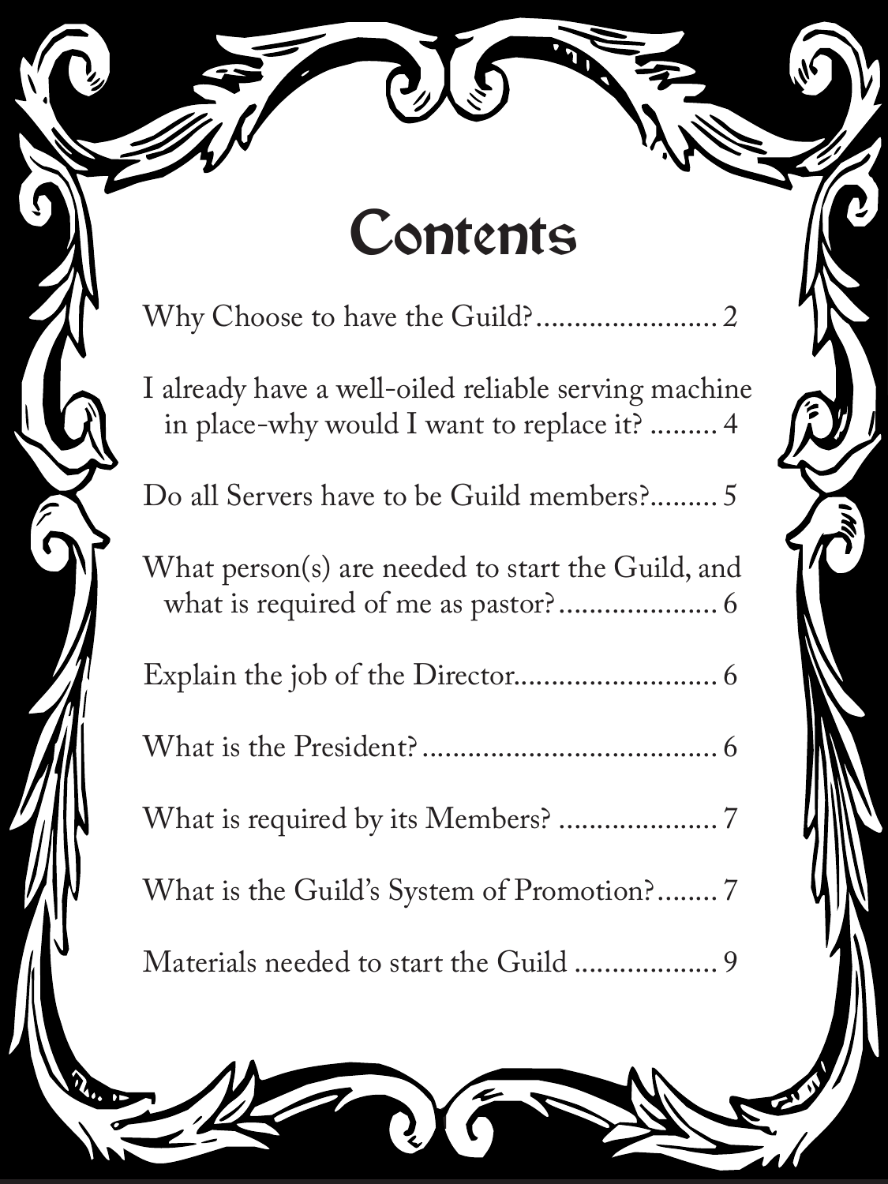# Contents

Why Choose to have the Guild?........................ 2

I already have a well-oiled reliable serving machine in place-why would I want to replace it? ......... 4

Do all Servers have to be Guild members?......... 5

What person(s) are needed to start the Guild, and what is required of me as pastor?..................... 6

Explain the job of the Director........................... 6

What is the President?....................................... 6

What is required by its Members? ..................... 7

What is the Guild's System of Promotion?........ 7

Materials needed to start the Guild .................. 9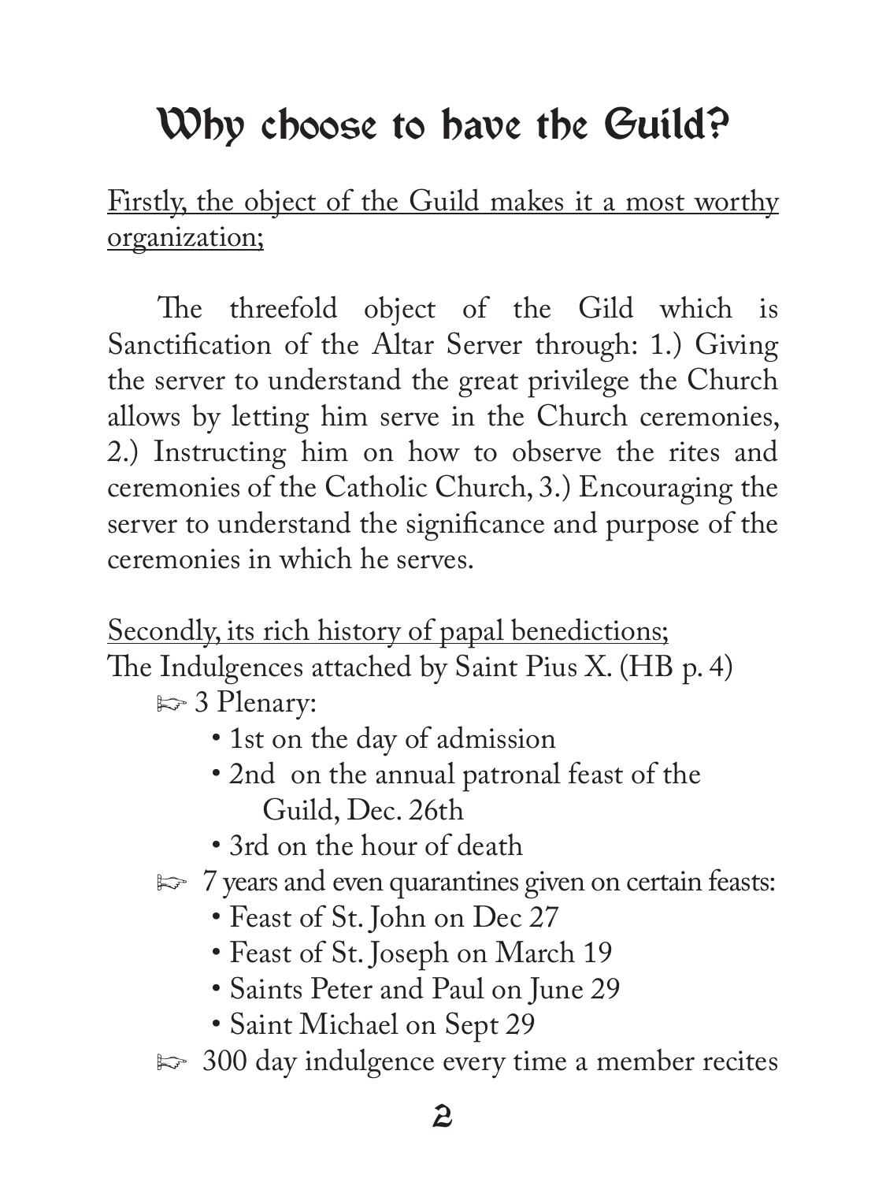# Why choose to have the Guild?

<u>Firstly, the object of the Guild makes it a most worthy organization;</u>

The threefold object of the Gild which is Sanctification of the Altar Server through: 1.) Giving the server to understand the great privilege the Church allows by letting him serve in the Church ceremonies, 2.) Instructing him on how to observe the rites and ceremonies of the Catholic Church, 3.) Encouraging the server to understand the significance and purpose of the ceremonies in which he serves.

<u>Secondly, its rich history of papal benedictions;</u>
The Indulgences attached by Saint Pius X. (HB p. 4)

- ☞ 3 Plenary:
  - 1st on the day of admission
  - 2nd on the annual patronal feast of the Guild, Dec. 26th
  - 3rd on the hour of death
- ☞ 7 years and even quarantines given on certain feasts:
  - Feast of St. John on Dec 27
  - Feast of St. Joseph on March 19
  - Saints Peter and Paul on June 29
  - Saint Michael on Sept 29
- ☞ 300 day indulgence every time a member recites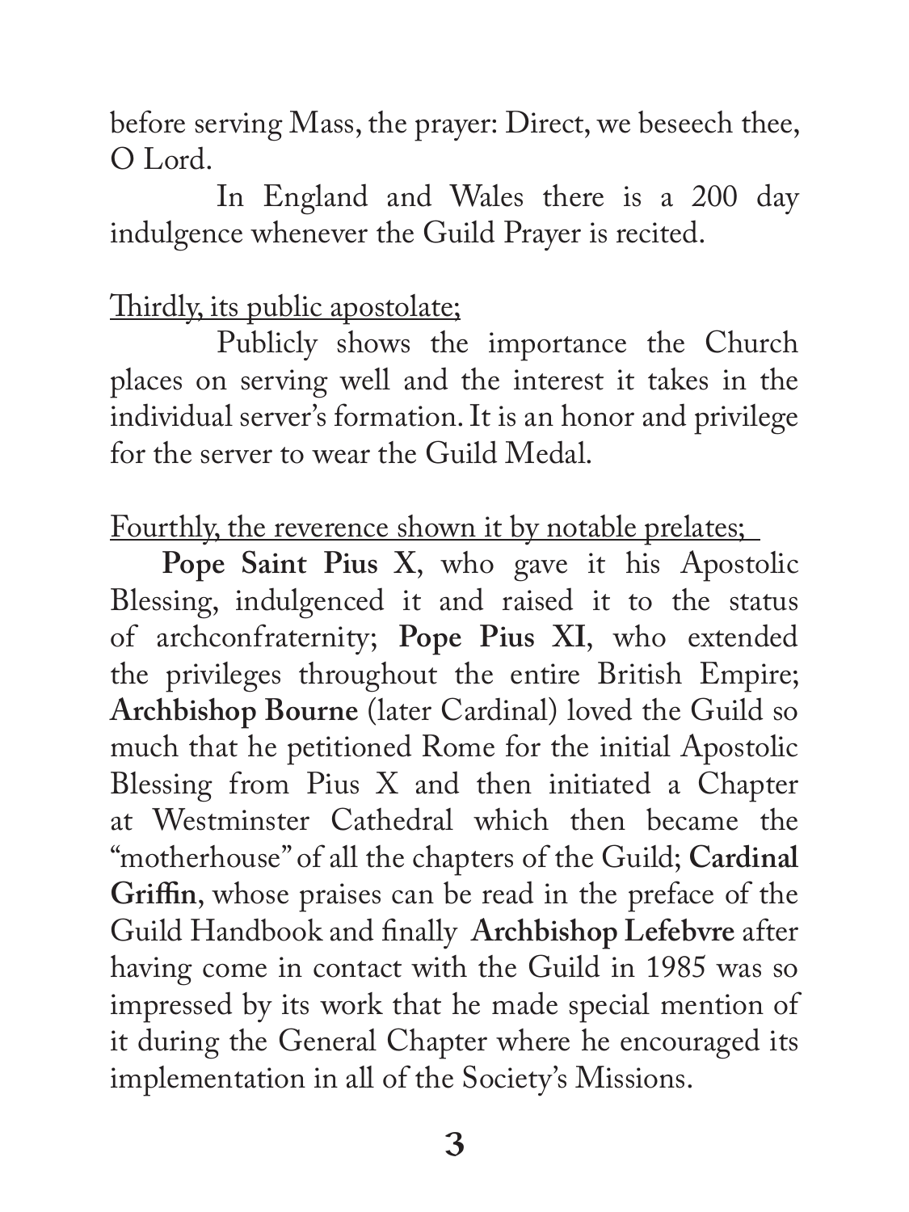before serving Mass, the prayer: Direct, we beseech thee, O Lord.

In England and Wales there is a 200 day indulgence whenever the Guild Prayer is recited.

<u>Thirdly, its public apostolate;</u>

Publicly shows the importance the Church places on serving well and the interest it takes in the individual server's formation. It is an honor and privilege for the server to wear the Guild Medal.

<u>Fourthly, the reverence shown it by notable prelates;</u>

**Pope Saint Pius X**, who gave it his Apostolic Blessing, indulgenced it and raised it to the status of archconfraternity; **Pope Pius XI**, who extended the privileges throughout the entire British Empire; **Archbishop Bourne** (later Cardinal) loved the Guild so much that he petitioned Rome for the initial Apostolic Blessing from Pius X and then initiated a Chapter at Westminster Cathedral which then became the "motherhouse" of all the chapters of the Guild; **Cardinal Griffin**, whose praises can be read in the preface of the Guild Handbook and finally **Archbishop Lefebvre** after having come in contact with the Guild in 1985 was so impressed by its work that he made special mention of it during the General Chapter where he encouraged its implementation in all of the Society's Missions.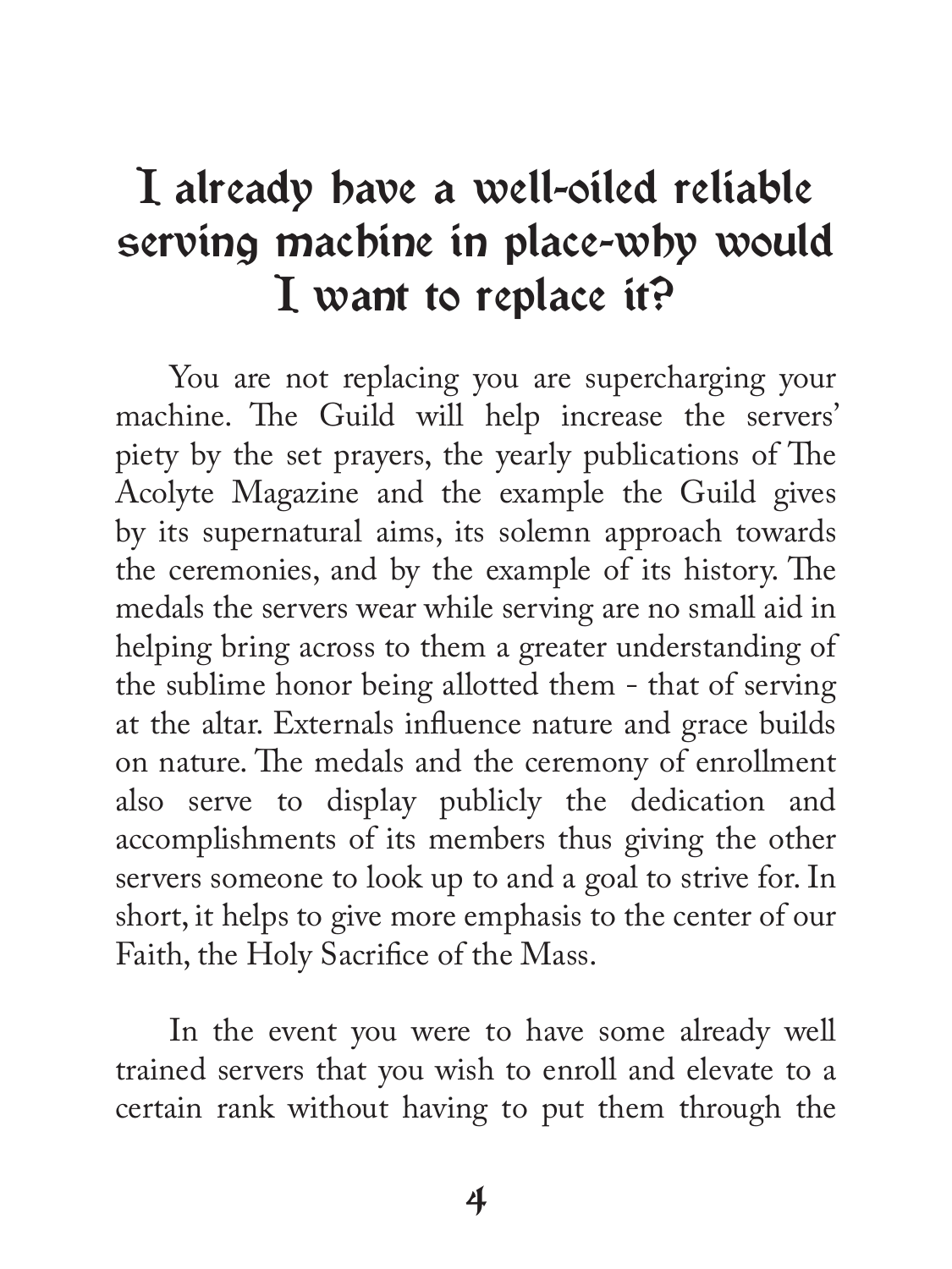# I already have a well-oiled reliable serving machine in place-why would I want to replace it?

You are not replacing you are supercharging your machine. The Guild will help increase the servers' piety by the set prayers, the yearly publications of The Acolyte Magazine and the example the Guild gives by its supernatural aims, its solemn approach towards the ceremonies, and by the example of its history. The medals the servers wear while serving are no small aid in helping bring across to them a greater understanding of the sublime honor being allotted them - that of serving at the altar. Externals influence nature and grace builds on nature. The medals and the ceremony of enrollment also serve to display publicly the dedication and accomplishments of its members thus giving the other servers someone to look up to and a goal to strive for. In short, it helps to give more emphasis to the center of our Faith, the Holy Sacrifice of the Mass.

In the event you were to have some already well trained servers that you wish to enroll and elevate to a certain rank without having to put them through the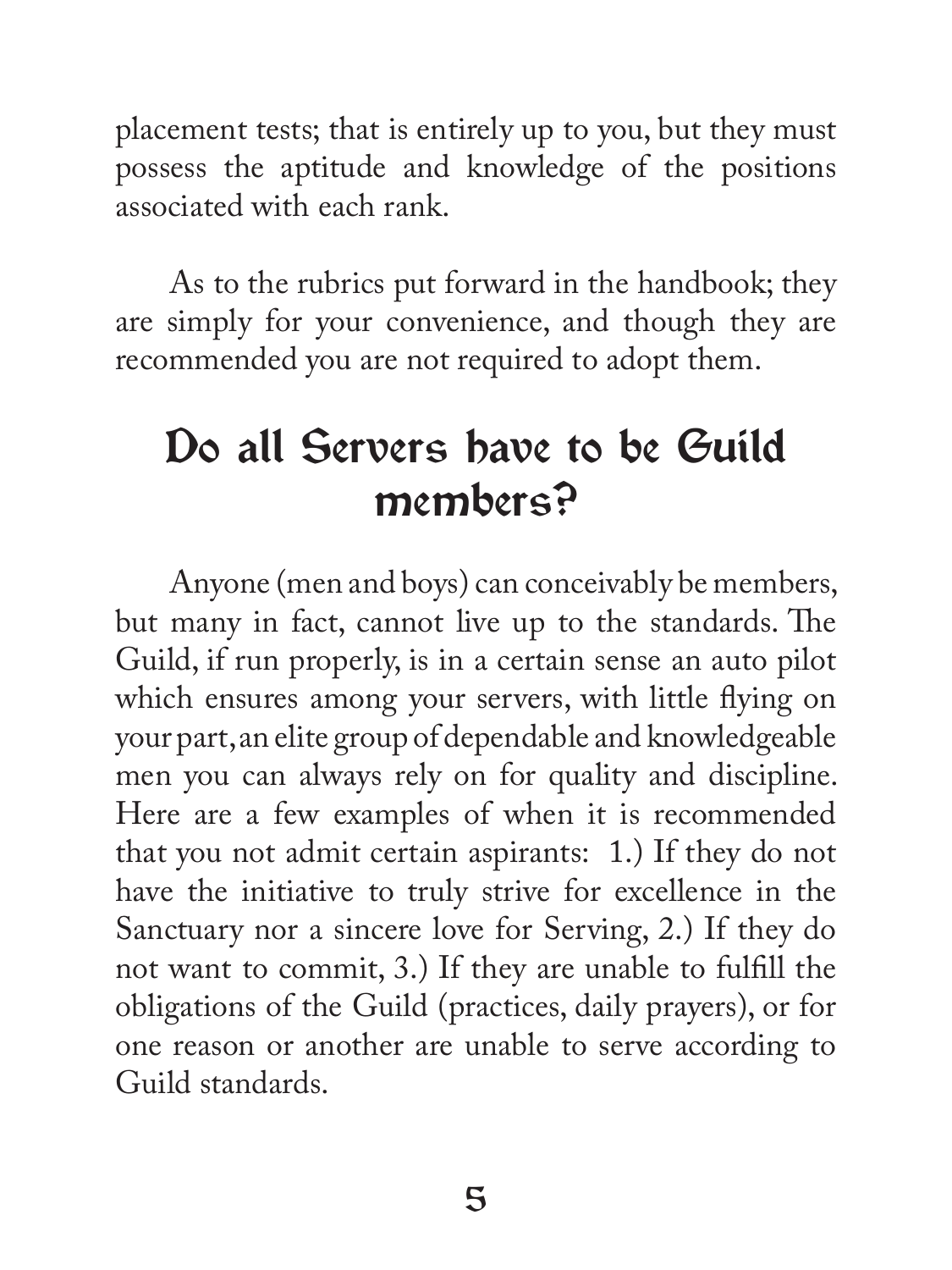placement tests; that is entirely up to you, but they must possess the aptitude and knowledge of the positions associated with each rank.

As to the rubrics put forward in the handbook; they are simply for your convenience, and though they are recommended you are not required to adopt them.

## Do all Servers have to be Guild members?

Anyone (men and boys) can conceivably be members, but many in fact, cannot live up to the standards. The Guild, if run properly, is in a certain sense an auto pilot which ensures among your servers, with little flying on your part, an elite group of dependable and knowledgeable men you can always rely on for quality and discipline. Here are a few examples of when it is recommended that you not admit certain aspirants: 1.) If they do not have the initiative to truly strive for excellence in the Sanctuary nor a sincere love for Serving, 2.) If they do not want to commit, 3.) If they are unable to fulfill the obligations of the Guild (practices, daily prayers), or for one reason or another are unable to serve according to Guild standards.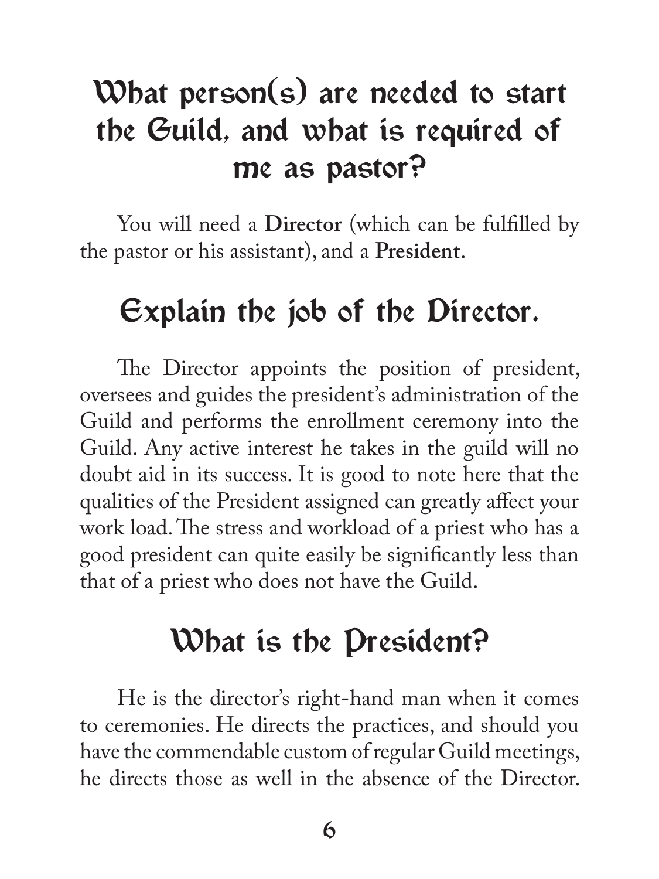## What person(s) are needed to start the Guild, and what is required of me as pastor?

You will need a **Director** (which can be fulfilled by the pastor or his assistant), and a **President**.

## Explain the job of the Director.

The Director appoints the position of president, oversees and guides the president's administration of the Guild and performs the enrollment ceremony into the Guild. Any active interest he takes in the guild will no doubt aid in its success. It is good to note here that the qualities of the President assigned can greatly affect your work load. The stress and workload of a priest who has a good president can quite easily be significantly less than that of a priest who does not have the Guild.

## What is the President?

He is the director's right-hand man when it comes to ceremonies. He directs the practices, and should you have the commendable custom of regular Guild meetings, he directs those as well in the absence of the Director.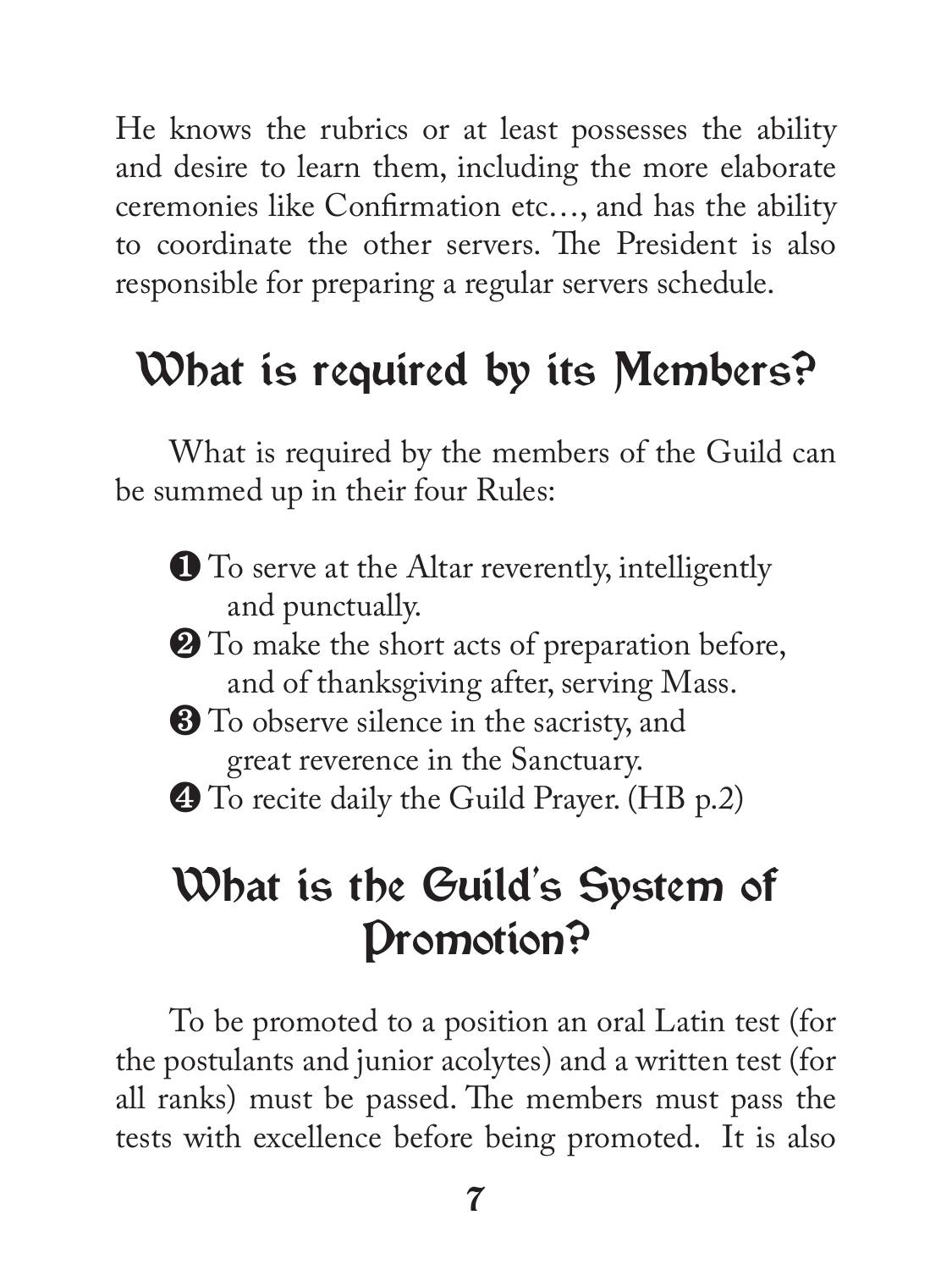He knows the rubrics or at least possesses the ability and desire to learn them, including the more elaborate ceremonies like Confirmation etc…, and has the ability to coordinate the other servers. The President is also responsible for preparing a regular servers schedule.

## What is required by its Members?

What is required by the members of the Guild can be summed up in their four Rules:

1. To serve at the Altar reverently, intelligently and punctually.
2. To make the short acts of preparation before, and of thanksgiving after, serving Mass.
3. To observe silence in the sacristy, and great reverence in the Sanctuary.
4. To recite daily the Guild Prayer. (HB p.2)

## What is the Guild's System of Promotion?

To be promoted to a position an oral Latin test (for the postulants and junior acolytes) and a written test (for all ranks) must be passed. The members must pass the tests with excellence before being promoted. It is also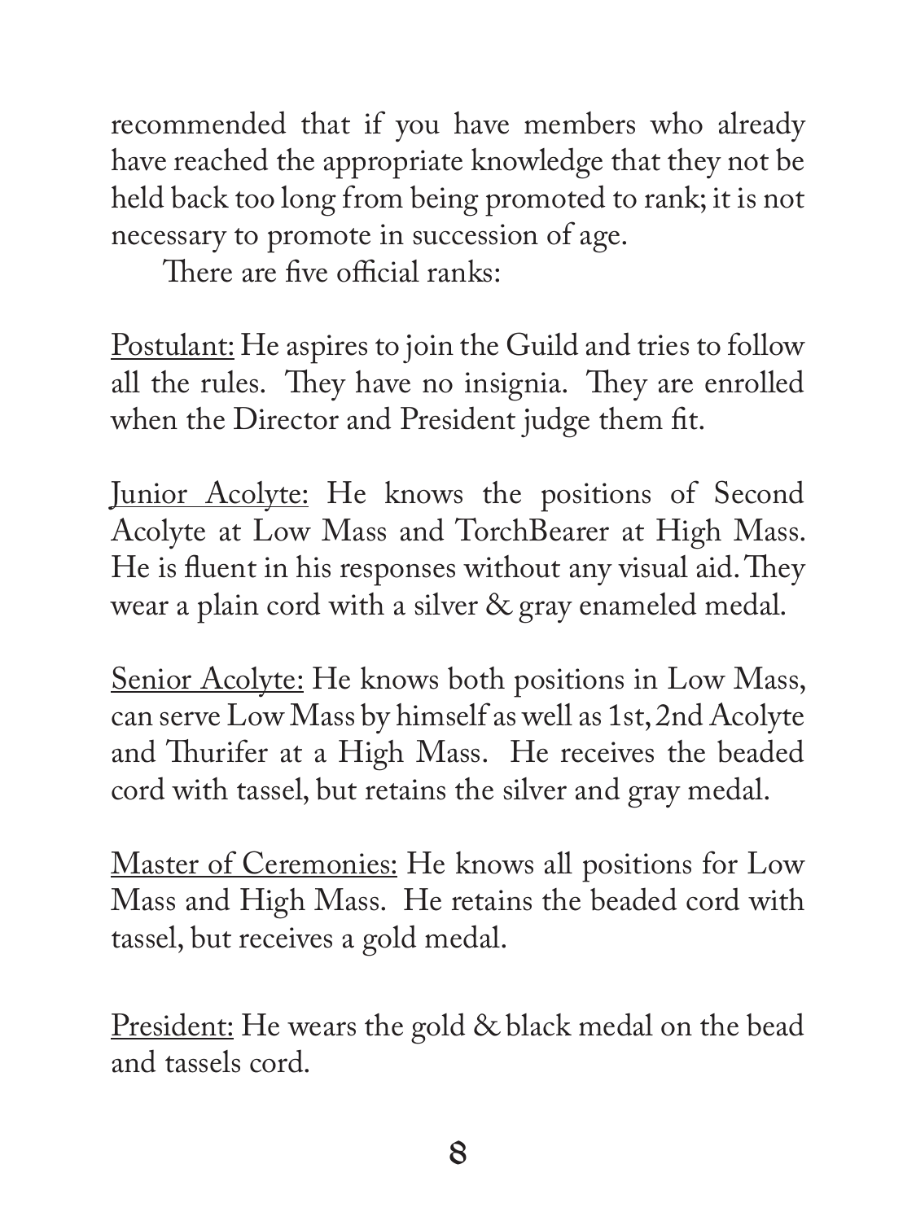recommended that if you have members who already have reached the appropriate knowledge that they not be held back too long from being promoted to rank; it is not necessary to promote in succession of age.

There are five official ranks:

<u>Postulant:</u> He aspires to join the Guild and tries to follow all the rules. They have no insignia. They are enrolled when the Director and President judge them fit.

<u>Junior Acolyte:</u> He knows the positions of Second Acolyte at Low Mass and TorchBearer at High Mass. He is fluent in his responses without any visual aid. They wear a plain cord with a silver & gray enameled medal.

<u>Senior Acolyte:</u> He knows both positions in Low Mass, can serve Low Mass by himself as well as 1st, 2nd Acolyte and Thurifer at a High Mass. He receives the beaded cord with tassel, but retains the silver and gray medal.

<u>Master of Ceremonies:</u> He knows all positions for Low Mass and High Mass. He retains the beaded cord with tassel, but receives a gold medal.

<u>President:</u> He wears the gold & black medal on the bead and tassels cord.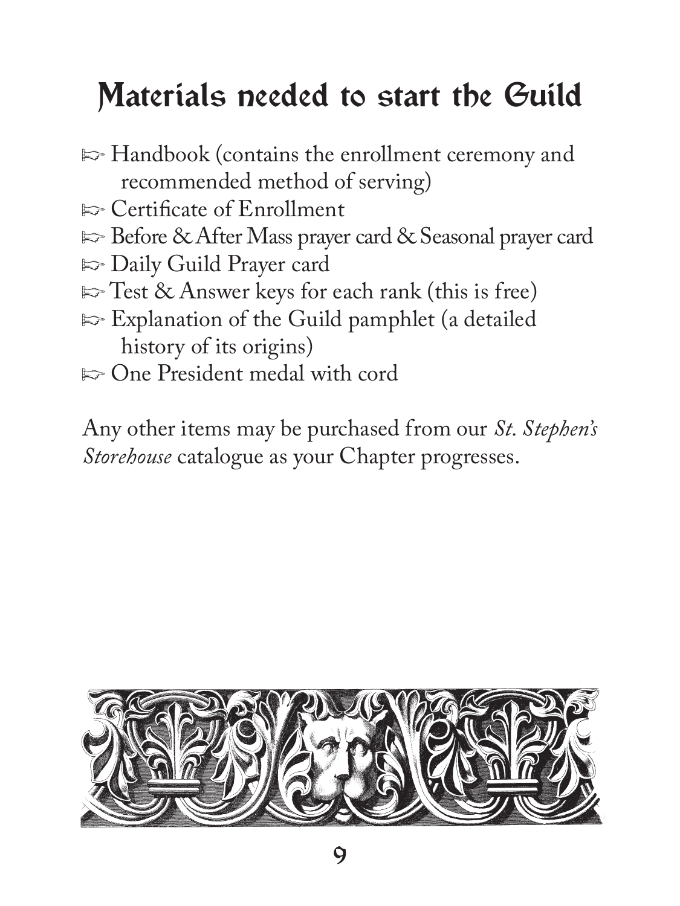# Materials needed to start the Guild

- ☞ Handbook (contains the enrollment ceremony and recommended method of serving)
- ☞ Certificate of Enrollment
- ☞ Before & After Mass prayer card & Seasonal prayer card
- ☞ Daily Guild Prayer card
- ☞ Test & Answer keys for each rank (this is free)
- ☞ Explanation of the Guild pamphlet (a detailed history of its origins)
- ☞ One President medal with cord

Any other items may be purchased from our *St. Stephen's Storehouse* catalogue as your Chapter progresses.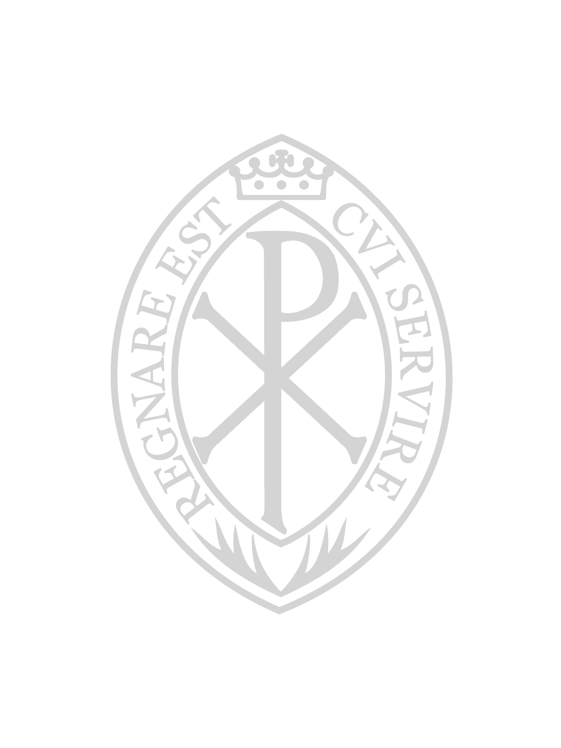REGNARE EST CVI SERVIRE